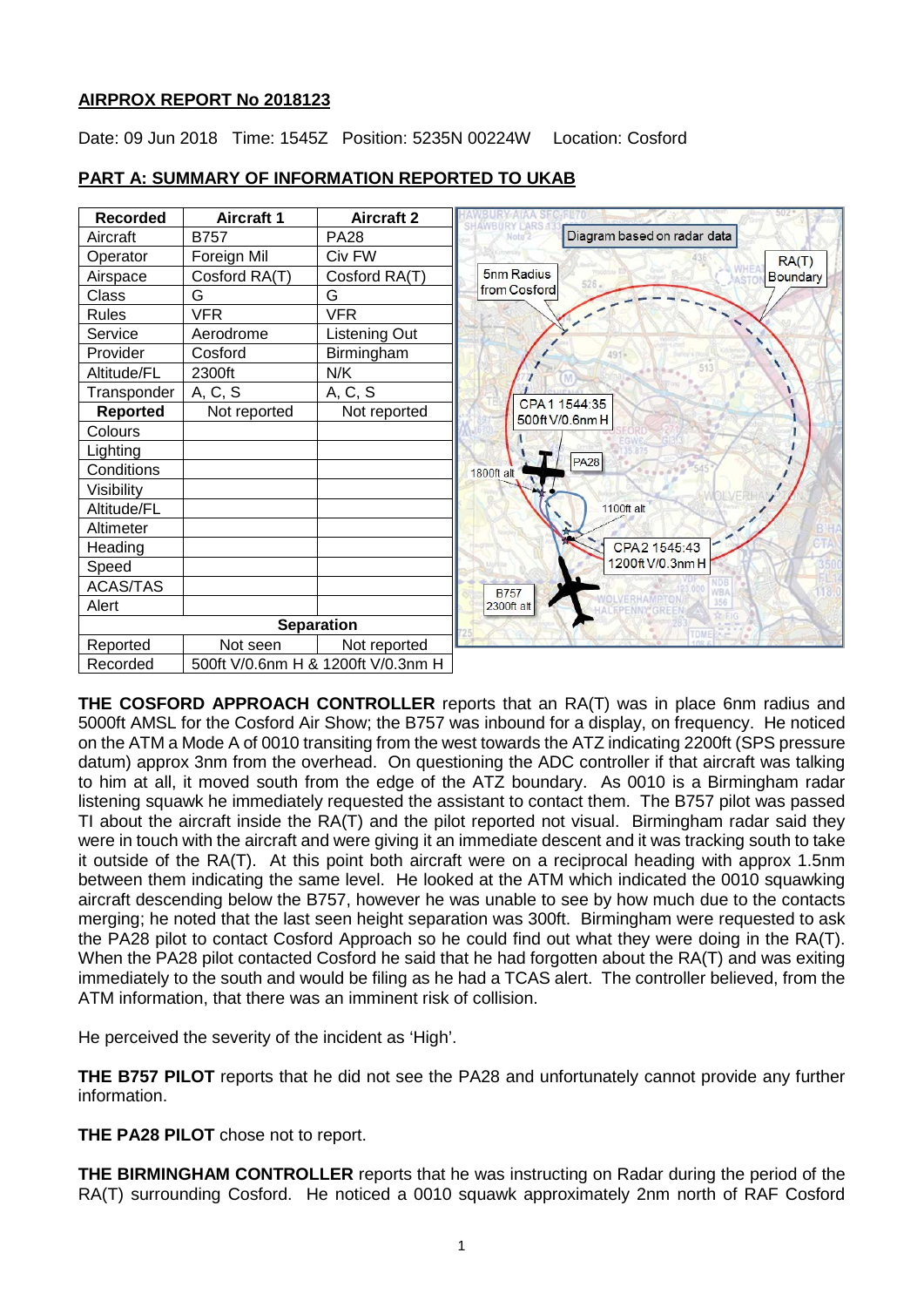**AIRPROX REPORT No 2018123**

Date: 09 Jun 2018 Time: 1545Z Position: 5235N 00224W Location: Cosford

**PART A: SUMMARY OF INFORMATION REPORTED TO UKAB**

| Recorded | Aircraft 1 | Aircraft 2 |
|---|---|---|
| Aircraft | B757 | PA28 |
| Operator | Foreign Mil | Civ FW |
| Airspace | Cosford RA(T) | Cosford RA(T) |
| Class | G | G |
| Rules | VFR | VFR |
| Service | Aerodrome | Listening Out |
| Provider | Cosford | Birmingham |
| Altitude/FL | 2300ft | N/K |
| Transponder | A, C, S | A, C, S |
| **Reported** | Not reported | Not reported |
| Colours | | |
| Lighting | | |
| Conditions | | |
| Visibility | | |
| Altitude/FL | | |
| Altimeter | | |
| Heading | | |
| Speed | | |
| ACAS/TAS | | |
| Alert | | |
| **Separation** | | |
| Reported | Not seen | Not reported |
| Recorded | 500ft V/0.6nm H & 1200ft V/0.3nm H | |

Diagram based on radar data

**THE COSFORD APPROACH CONTROLLER** reports that an RA(T) was in place 6nm radius and 5000ft AMSL for the Cosford Air Show; the B757 was inbound for a display, on frequency. He noticed on the ATM a Mode A of 0010 transiting from the west towards the ATZ indicating 2200ft (SPS pressure datum) approx 3nm from the overhead. On questioning the ADC controller if that aircraft was talking to him at all, it moved south from the edge of the ATZ boundary. As 0010 is a Birmingham radar listening squawk he immediately requested the assistant to contact them. The B757 pilot was passed TI about the aircraft inside the RA(T) and the pilot reported not visual. Birmingham radar said they were in touch with the aircraft and were giving it an immediate descent and it was tracking south to take it outside of the RA(T). At this point both aircraft were on a reciprocal heading with approx 1.5nm between them indicating the same level. He looked at the ATM which indicated the 0010 squawking aircraft descending below the B757, however he was unable to see by how much due to the contacts merging; he noted that the last seen height separation was 300ft. Birmingham were requested to ask the PA28 pilot to contact Cosford Approach so he could find out what they were doing in the RA(T). When the PA28 pilot contacted Cosford he said that he had forgotten about the RA(T) and was exiting immediately to the south and would be filing as he had a TCAS alert. The controller believed, from the ATM information, that there was an imminent risk of collision.

He perceived the severity of the incident as 'High'.

**THE B757 PILOT** reports that he did not see the PA28 and unfortunately cannot provide any further information.

**THE PA28 PILOT** chose not to report.

**THE BIRMINGHAM CONTROLLER** reports that he was instructing on Radar during the period of the RA(T) surrounding Cosford. He noticed a 0010 squawk approximately 2nm north of RAF Cosford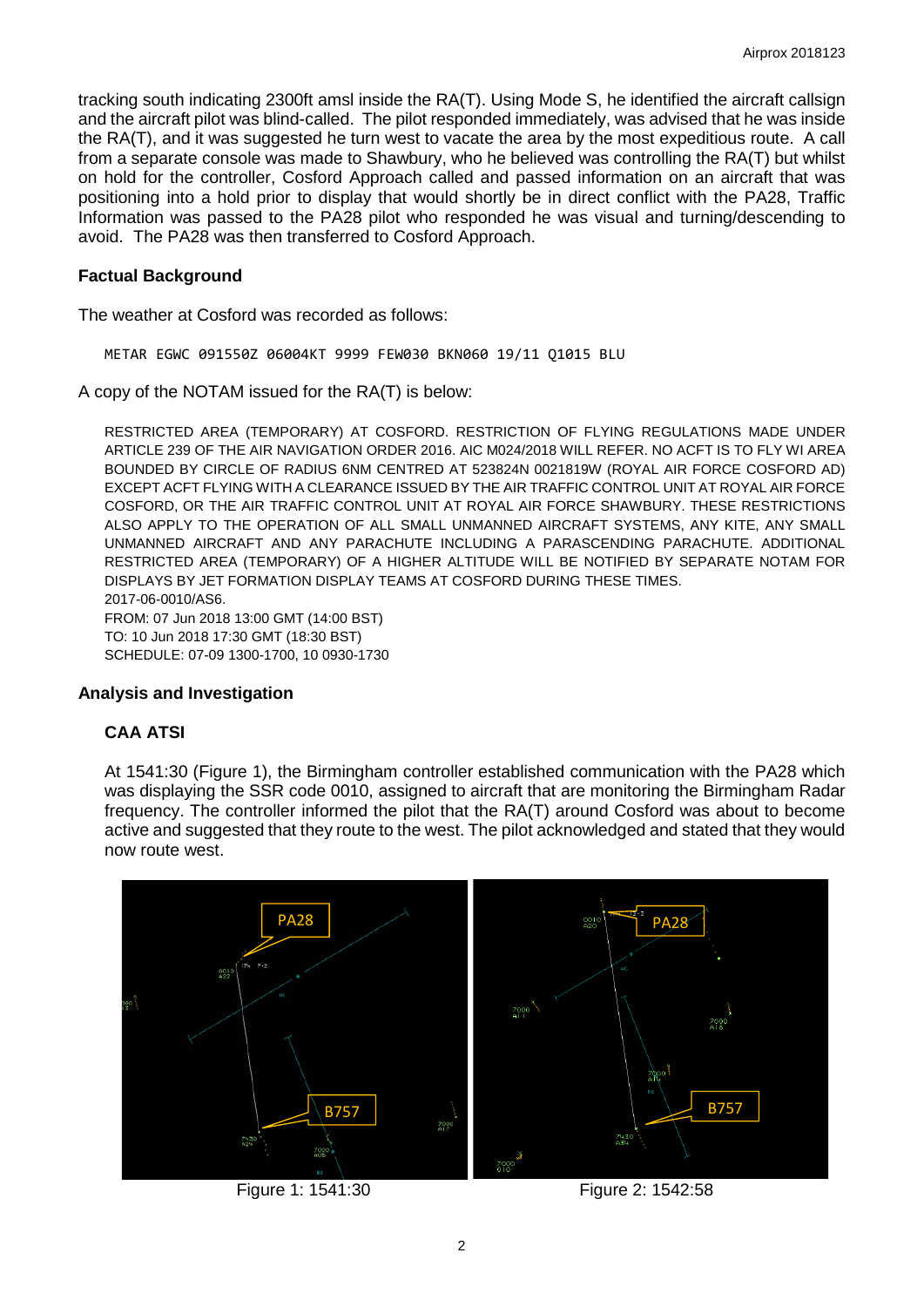tracking south indicating 2300ft amsl inside the RA(T). Using Mode S, he identified the aircraft callsign and the aircraft pilot was blind-called. The pilot responded immediately, was advised that he was inside the RA(T), and it was suggested he turn west to vacate the area by the most expeditious route. A call from a separate console was made to Shawbury, who he believed was controlling the RA(T) but whilst on hold for the controller, Cosford Approach called and passed information on an aircraft that was positioning into a hold prior to display that would shortly be in direct conflict with the PA28, Traffic Information was passed to the PA28 pilot who responded he was visual and turning/descending to avoid. The PA28 was then transferred to Cosford Approach.

### Factual Background

The weather at Cosford was recorded as follows:

```
METAR EGWC 091550Z 06004KT 9999 FEW030 BKN060 19/11 Q1015 BLU
```

A copy of the NOTAM issued for the RA(T) is below:

RESTRICTED AREA (TEMPORARY) AT COSFORD. RESTRICTION OF FLYING REGULATIONS MADE UNDER ARTICLE 239 OF THE AIR NAVIGATION ORDER 2016. AIC M024/2018 WILL REFER. NO ACFT IS TO FLY WI AREA BOUNDED BY CIRCLE OF RADIUS 6NM CENTRED AT 523824N 0021819W (ROYAL AIR FORCE COSFORD AD) EXCEPT ACFT FLYING WITH A CLEARANCE ISSUED BY THE AIR TRAFFIC CONTROL UNIT AT ROYAL AIR FORCE COSFORD, OR THE AIR TRAFFIC CONTROL UNIT AT ROYAL AIR FORCE SHAWBURY. THESE RESTRICTIONS ALSO APPLY TO THE OPERATION OF ALL SMALL UNMANNED AIRCRAFT SYSTEMS, ANY KITE, ANY SMALL UNMANNED AIRCRAFT AND ANY PARACHUTE INCLUDING A PARASCENDING PARACHUTE. ADDITIONAL RESTRICTED AREA (TEMPORARY) OF A HIGHER ALTITUDE WILL BE NOTIFIED BY SEPARATE NOTAM FOR DISPLAYS BY JET FORMATION DISPLAY TEAMS AT COSFORD DURING THESE TIMES.
2017-06-0010/AS6.
FROM: 07 Jun 2018 13:00 GMT (14:00 BST)
TO: 10 Jun 2018 17:30 GMT (18:30 BST)
SCHEDULE: 07-09 1300-1700, 10 0930-1730

### Analysis and Investigation

#### CAA ATSI

At 1541:30 (Figure 1), the Birmingham controller established communication with the PA28 which was displaying the SSR code 0010, assigned to aircraft that are monitoring the Birmingham Radar frequency. The controller informed the pilot that the RA(T) around Cosford was about to become active and suggested that they route to the west. The pilot acknowledged and stated that they would now route west.

Figure 1: 1541:30

Figure 2: 1542:58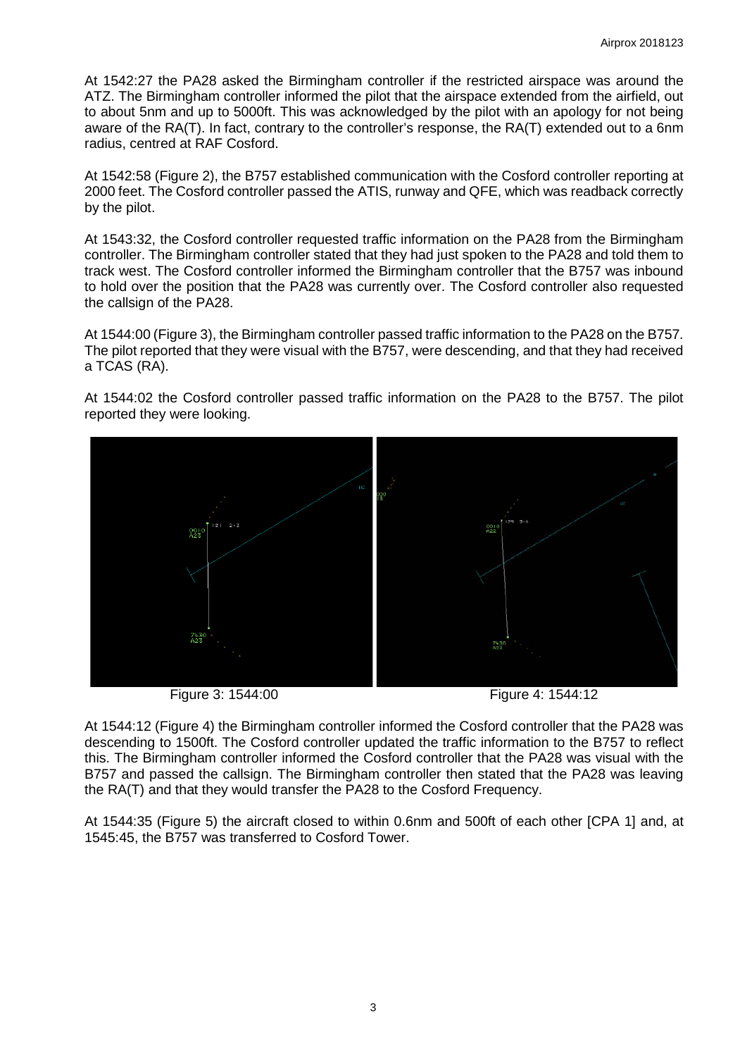At 1542:27 the PA28 asked the Birmingham controller if the restricted airspace was around the ATZ. The Birmingham controller informed the pilot that the airspace extended from the airfield, out to about 5nm and up to 5000ft. This was acknowledged by the pilot with an apology for not being aware of the RA(T). In fact, contrary to the controller's response, the RA(T) extended out to a 6nm radius, centred at RAF Cosford.

At 1542:58 (Figure 2), the B757 established communication with the Cosford controller reporting at 2000 feet. The Cosford controller passed the ATIS, runway and QFE, which was readback correctly by the pilot.

At 1543:32, the Cosford controller requested traffic information on the PA28 from the Birmingham controller. The Birmingham controller stated that they had just spoken to the PA28 and told them to track west. The Cosford controller informed the Birmingham controller that the B757 was inbound to hold over the position that the PA28 was currently over. The Cosford controller also requested the callsign of the PA28.

At 1544:00 (Figure 3), the Birmingham controller passed traffic information to the PA28 on the B757. The pilot reported that they were visual with the B757, were descending, and that they had received a TCAS (RA).

At 1544:02 the Cosford controller passed traffic information on the PA28 to the B757. The pilot reported they were looking.

Figure 3: 1544:00

Figure 4: 1544:12

At 1544:12 (Figure 4) the Birmingham controller informed the Cosford controller that the PA28 was descending to 1500ft. The Cosford controller updated the traffic information to the B757 to reflect this. The Birmingham controller informed the Cosford controller that the PA28 was visual with the B757 and passed the callsign. The Birmingham controller then stated that the PA28 was leaving the RA(T) and that they would transfer the PA28 to the Cosford Frequency.

At 1544:35 (Figure 5) the aircraft closed to within 0.6nm and 500ft of each other [CPA 1] and, at 1545:45, the B757 was transferred to Cosford Tower.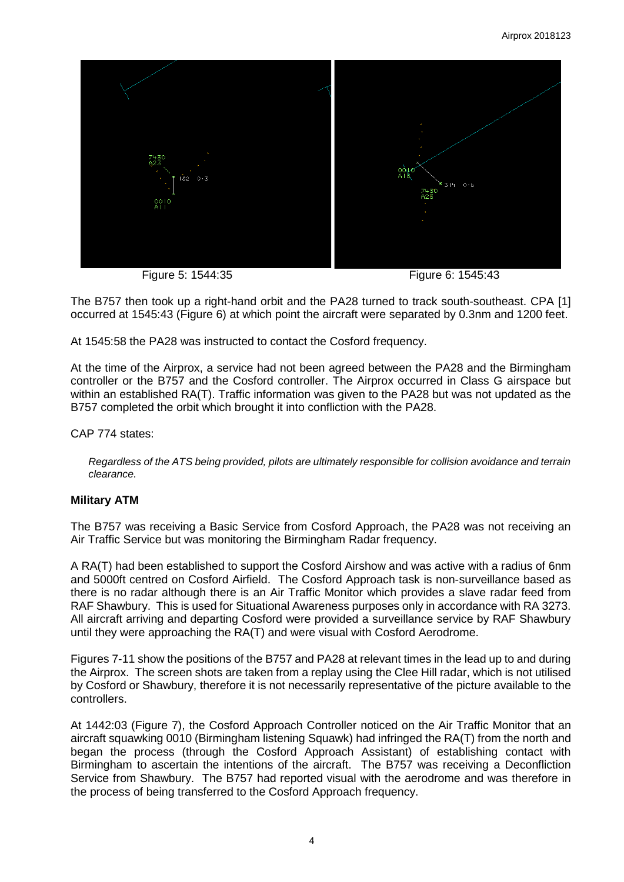Figure 5: 1544:35

Figure 6: 1545:43

The B757 then took up a right-hand orbit and the PA28 turned to track south-southeast. CPA [1] occurred at 1545:43 (Figure 6) at which point the aircraft were separated by 0.3nm and 1200 feet.

At 1545:58 the PA28 was instructed to contact the Cosford frequency.

At the time of the Airprox, a service had not been agreed between the PA28 and the Birmingham controller or the B757 and the Cosford controller. The Airprox occurred in Class G airspace but within an established RA(T). Traffic information was given to the PA28 but was not updated as the B757 completed the orbit which brought it into confliction with the PA28.

CAP 774 states:

*Regardless of the ATS being provided, pilots are ultimately responsible for collision avoidance and terrain clearance.*

### Military ATM

The B757 was receiving a Basic Service from Cosford Approach, the PA28 was not receiving an Air Traffic Service but was monitoring the Birmingham Radar frequency.

A RA(T) had been established to support the Cosford Airshow and was active with a radius of 6nm and 5000ft centred on Cosford Airfield. The Cosford Approach task is non-surveillance based as there is no radar although there is an Air Traffic Monitor which provides a slave radar feed from RAF Shawbury. This is used for Situational Awareness purposes only in accordance with RA 3273. All aircraft arriving and departing Cosford were provided a surveillance service by RAF Shawbury until they were approaching the RA(T) and were visual with Cosford Aerodrome.

Figures 7-11 show the positions of the B757 and PA28 at relevant times in the lead up to and during the Airprox. The screen shots are taken from a replay using the Clee Hill radar, which is not utilised by Cosford or Shawbury, therefore it is not necessarily representative of the picture available to the controllers.

At 1442:03 (Figure 7), the Cosford Approach Controller noticed on the Air Traffic Monitor that an aircraft squawking 0010 (Birmingham listening Squawk) had infringed the RA(T) from the north and began the process (through the Cosford Approach Assistant) of establishing contact with Birmingham to ascertain the intentions of the aircraft. The B757 was receiving a Deconfliction Service from Shawbury. The B757 had reported visual with the aerodrome and was therefore in the process of being transferred to the Cosford Approach frequency.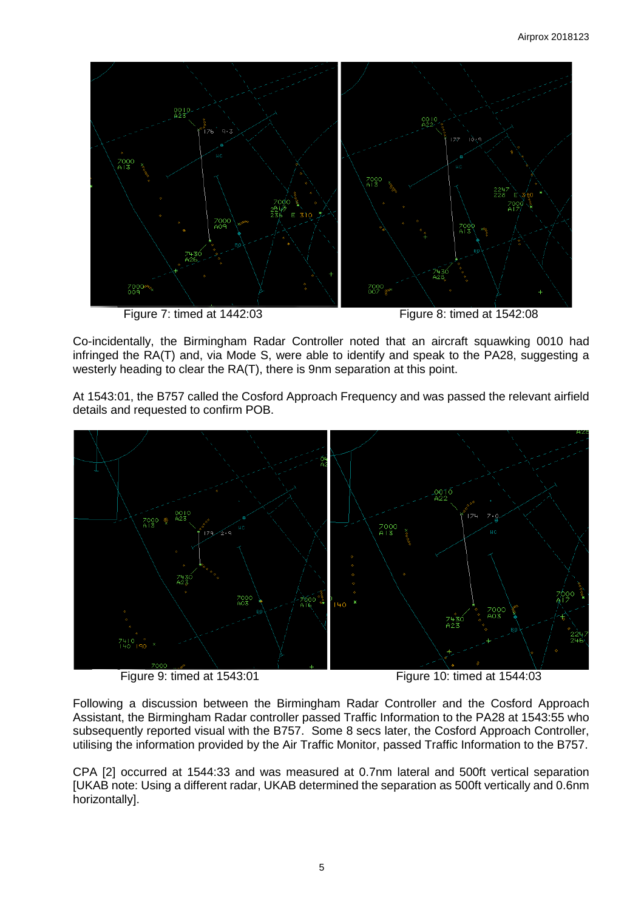Figure 7: timed at 1442:03

Figure 8: timed at 1542:08

Co-incidentally, the Birmingham Radar Controller noted that an aircraft squawking 0010 had infringed the RA(T) and, via Mode S, were able to identify and speak to the PA28, suggesting a westerly heading to clear the RA(T), there is 9nm separation at this point.

At 1543:01, the B757 called the Cosford Approach Frequency and was passed the relevant airfield details and requested to confirm POB.

Figure 9: timed at 1543:01

Figure 10: timed at 1544:03

Following a discussion between the Birmingham Radar Controller and the Cosford Approach Assistant, the Birmingham Radar controller passed Traffic Information to the PA28 at 1543:55 who subsequently reported visual with the B757. Some 8 secs later, the Cosford Approach Controller, utilising the information provided by the Air Traffic Monitor, passed Traffic Information to the B757.

CPA [2] occurred at 1544:33 and was measured at 0.7nm lateral and 500ft vertical separation [UKAB note: Using a different radar, UKAB determined the separation as 500ft vertically and 0.6nm horizontally].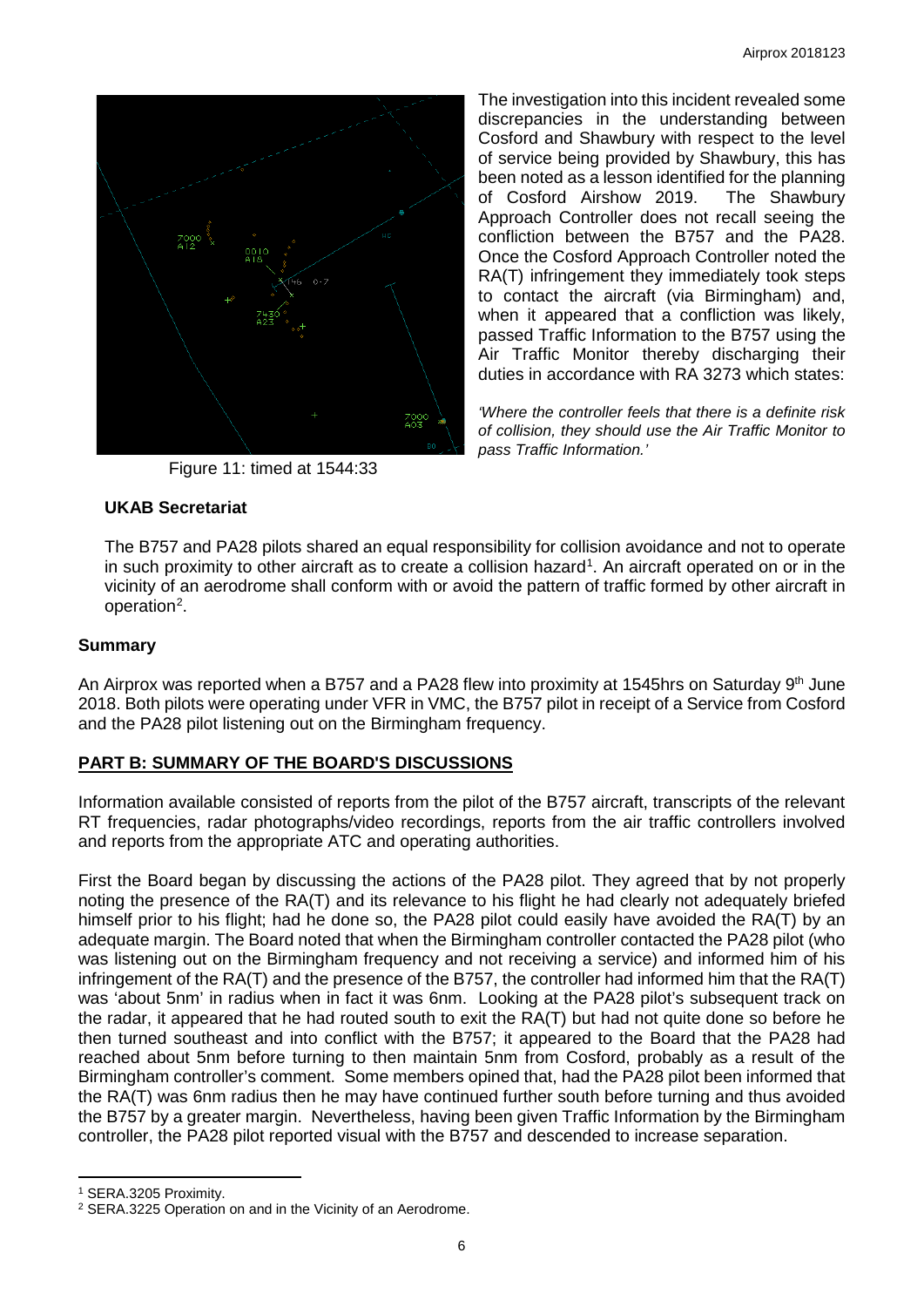Figure 11: timed at 1544:33

The investigation into this incident revealed some discrepancies in the understanding between Cosford and Shawbury with respect to the level of service being provided by Shawbury, this has been noted as a lesson identified for the planning of Cosford Airshow 2019. The Shawbury Approach Controller does not recall seeing the confliction between the B757 and the PA28. Once the Cosford Approach Controller noted the RA(T) infringement they immediately took steps to contact the aircraft (via Birmingham) and, when it appeared that a confliction was likely, passed Traffic Information to the B757 using the Air Traffic Monitor thereby discharging their duties in accordance with RA 3273 which states:

*'Where the controller feels that there is a definite risk of collision, they should use the Air Traffic Monitor to pass Traffic Information.'*

### UKAB Secretariat

The B757 and PA28 pilots shared an equal responsibility for collision avoidance and not to operate in such proximity to other aircraft as to create a collision hazard[1]. An aircraft operated on or in the vicinity of an aerodrome shall conform with or avoid the pattern of traffic formed by other aircraft in operation[2].

## Summary

An Airprox was reported when a B757 and a PA28 flew into proximity at 1545hrs on Saturday 9th June 2018. Both pilots were operating under VFR in VMC, the B757 pilot in receipt of a Service from Cosford and the PA28 pilot listening out on the Birmingham frequency.

## PART B: SUMMARY OF THE BOARD'S DISCUSSIONS

Information available consisted of reports from the pilot of the B757 aircraft, transcripts of the relevant RT frequencies, radar photographs/video recordings, reports from the air traffic controllers involved and reports from the appropriate ATC and operating authorities.

First the Board began by discussing the actions of the PA28 pilot. They agreed that by not properly noting the presence of the RA(T) and its relevance to his flight he had clearly not adequately briefed himself prior to his flight; had he done so, the PA28 pilot could easily have avoided the RA(T) by an adequate margin. The Board noted that when the Birmingham controller contacted the PA28 pilot (who was listening out on the Birmingham frequency and not receiving a service) and informed him of his infringement of the RA(T) and the presence of the B757, the controller had informed him that the RA(T) was 'about 5nm' in radius when in fact it was 6nm. Looking at the PA28 pilot's subsequent track on the radar, it appeared that he had routed south to exit the RA(T) but had not quite done so before he then turned southeast and into conflict with the B757; it appeared to the Board that the PA28 had reached about 5nm before turning to then maintain 5nm from Cosford, probably as a result of the Birmingham controller's comment. Some members opined that, had the PA28 pilot been informed that the RA(T) was 6nm radius then he may have continued further south before turning and thus avoided the B757 by a greater margin. Nevertheless, having been given Traffic Information by the Birmingham controller, the PA28 pilot reported visual with the B757 and descended to increase separation.

---

[1] SERA.3205 Proximity.

[2] SERA.3225 Operation on and in the Vicinity of an Aerodrome.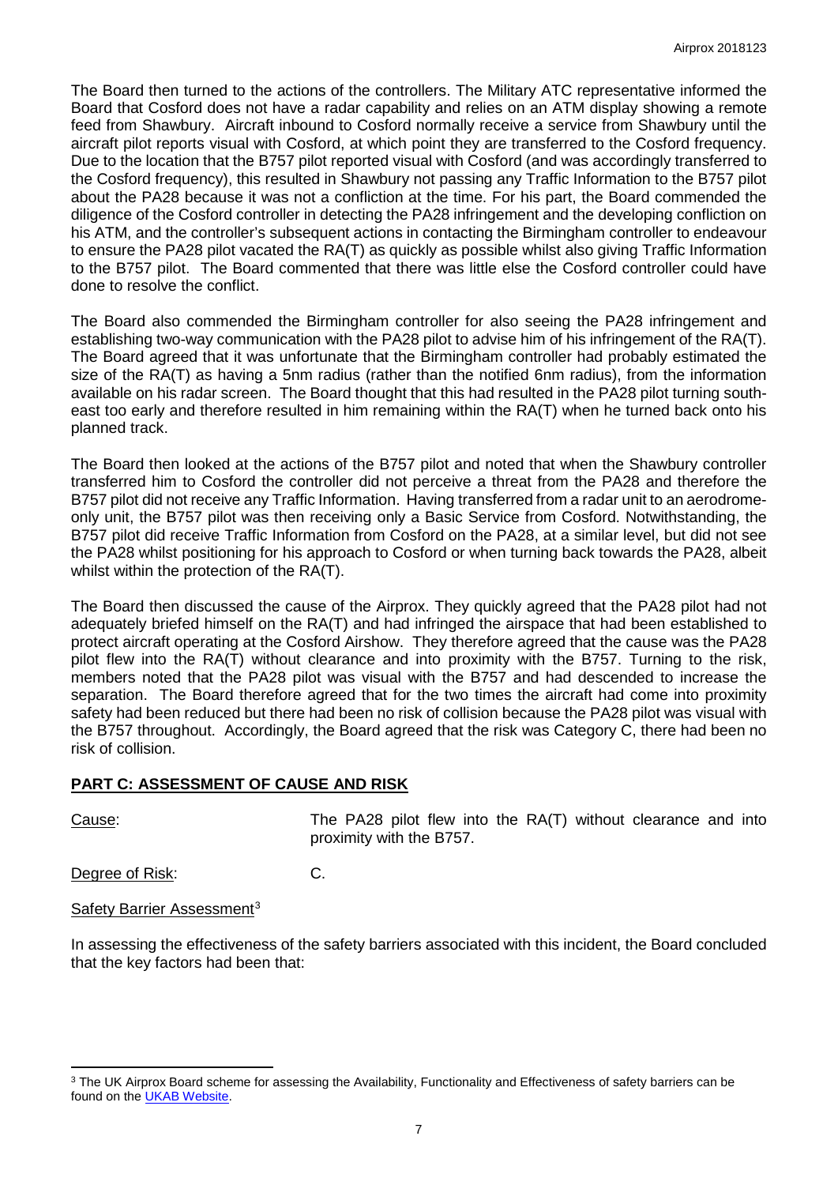The Board then turned to the actions of the controllers. The Military ATC representative informed the Board that Cosford does not have a radar capability and relies on an ATM display showing a remote feed from Shawbury. Aircraft inbound to Cosford normally receive a service from Shawbury until the aircraft pilot reports visual with Cosford, at which point they are transferred to the Cosford frequency. Due to the location that the B757 pilot reported visual with Cosford (and was accordingly transferred to the Cosford frequency), this resulted in Shawbury not passing any Traffic Information to the B757 pilot about the PA28 because it was not a confliction at the time. For his part, the Board commended the diligence of the Cosford controller in detecting the PA28 infringement and the developing confliction on his ATM, and the controller's subsequent actions in contacting the Birmingham controller to endeavour to ensure the PA28 pilot vacated the RA(T) as quickly as possible whilst also giving Traffic Information to the B757 pilot. The Board commented that there was little else the Cosford controller could have done to resolve the conflict.

The Board also commended the Birmingham controller for also seeing the PA28 infringement and establishing two-way communication with the PA28 pilot to advise him of his infringement of the RA(T). The Board agreed that it was unfortunate that the Birmingham controller had probably estimated the size of the RA(T) as having a 5nm radius (rather than the notified 6nm radius), from the information available on his radar screen. The Board thought that this had resulted in the PA28 pilot turning south-east too early and therefore resulted in him remaining within the RA(T) when he turned back onto his planned track.

The Board then looked at the actions of the B757 pilot and noted that when the Shawbury controller transferred him to Cosford the controller did not perceive a threat from the PA28 and therefore the B757 pilot did not receive any Traffic Information. Having transferred from a radar unit to an aerodrome-only unit, the B757 pilot was then receiving only a Basic Service from Cosford. Notwithstanding, the B757 pilot did receive Traffic Information from Cosford on the PA28, at a similar level, but did not see the PA28 whilst positioning for his approach to Cosford or when turning back towards the PA28, albeit whilst within the protection of the RA(T).

The Board then discussed the cause of the Airprox. They quickly agreed that the PA28 pilot had not adequately briefed himself on the RA(T) and had infringed the airspace that had been established to protect aircraft operating at the Cosford Airshow. They therefore agreed that the cause was the PA28 pilot flew into the RA(T) without clearance and into proximity with the B757. Turning to the risk, members noted that the PA28 pilot was visual with the B757 and had descended to increase the separation. The Board therefore agreed that for the two times the aircraft had come into proximity safety had been reduced but there had been no risk of collision because the PA28 pilot was visual with the B757 throughout. Accordingly, the Board agreed that the risk was Category C, there had been no risk of collision.

## PART C: ASSESSMENT OF CAUSE AND RISK

Cause: The PA28 pilot flew into the RA(T) without clearance and into proximity with the B757.

Degree of Risk: C.

Safety Barrier Assessment[3]

In assessing the effectiveness of the safety barriers associated with this incident, the Board concluded that the key factors had been that:

[3] The UK Airprox Board scheme for assessing the Availability, Functionality and Effectiveness of safety barriers can be found on the UKAB Website.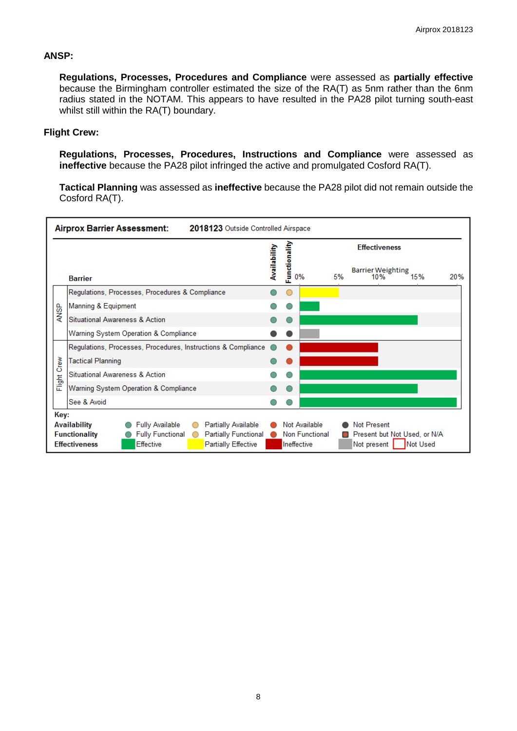**ANSP:**

**Regulations, Processes, Procedures and Compliance** were assessed as **partially effective** because the Birmingham controller estimated the size of the RA(T) as 5nm rather than the 6nm radius stated in the NOTAM. This appears to have resulted in the PA28 pilot turning south-east whilst still within the RA(T) boundary.

**Flight Crew:**

**Regulations, Processes, Procedures, Instructions and Compliance** were assessed as **ineffective** because the PA28 pilot infringed the active and promulgated Cosford RA(T).

**Tactical Planning** was assessed as **ineffective** because the PA28 pilot did not remain outside the Cosford RA(T).

**Airprox Barrier Assessment:** 2018123 Outside Controlled Airspace

Barrier

Availability

Functionality

Effectiveness

Barrier Weighting

0% 5% 10% 15% 20%

ANSP

Regulations, Processes, Procedures & Compliance

Manning & Equipment

Situational Awareness & Action

Warning System Operation & Compliance

Flight Crew

Regulations, Processes, Procedures, Instructions & Compliance

Tactical Planning

Situational Awareness & Action

Warning System Operation & Compliance

See & Avoid

Key:

Availability: Fully Available, Partially Available, Not Available, Not Present

Functionality: Fully Functional, Partially Functional, Non Functional, Present but Not Used, or N/A

Effectiveness: Effective, Partially Effective, Ineffective, Not present, Not Used